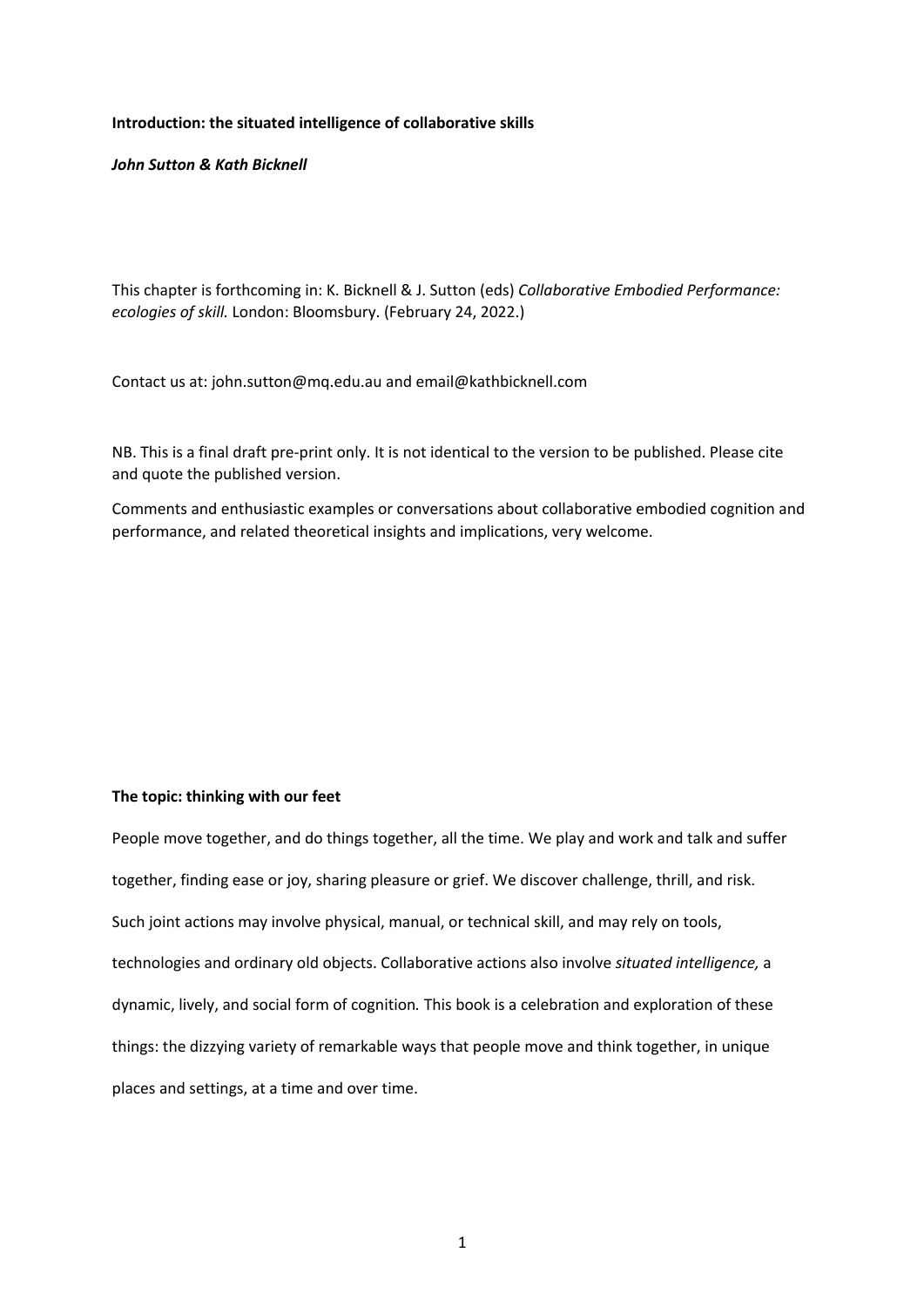**Introduction: the situated intelligence of collaborative skills**

***John Sutton & Kath Bicknell***

This chapter is forthcoming in: K. Bicknell & J. Sutton (eds) *Collaborative Embodied Performance: ecologies of skill.* London: Bloomsbury. (February 24, 2022.)

Contact us at: john.sutton@mq.edu.au and email@kathbicknell.com

NB. This is a final draft pre-print only. It is not identical to the version to be published. Please cite and quote the published version.

Comments and enthusiastic examples or conversations about collaborative embodied cognition and performance, and related theoretical insights and implications, very welcome.

## The topic: thinking with our feet

People move together, and do things together, all the time. We play and work and talk and suffer together, finding ease or joy, sharing pleasure or grief. We discover challenge, thrill, and risk. Such joint actions may involve physical, manual, or technical skill, and may rely on tools, technologies and ordinary old objects. Collaborative actions also involve *situated intelligence,* a dynamic, lively, and social form of cognition*.* This book is a celebration and exploration of these things: the dizzying variety of remarkable ways that people move and think together, in unique places and settings, at a time and over time.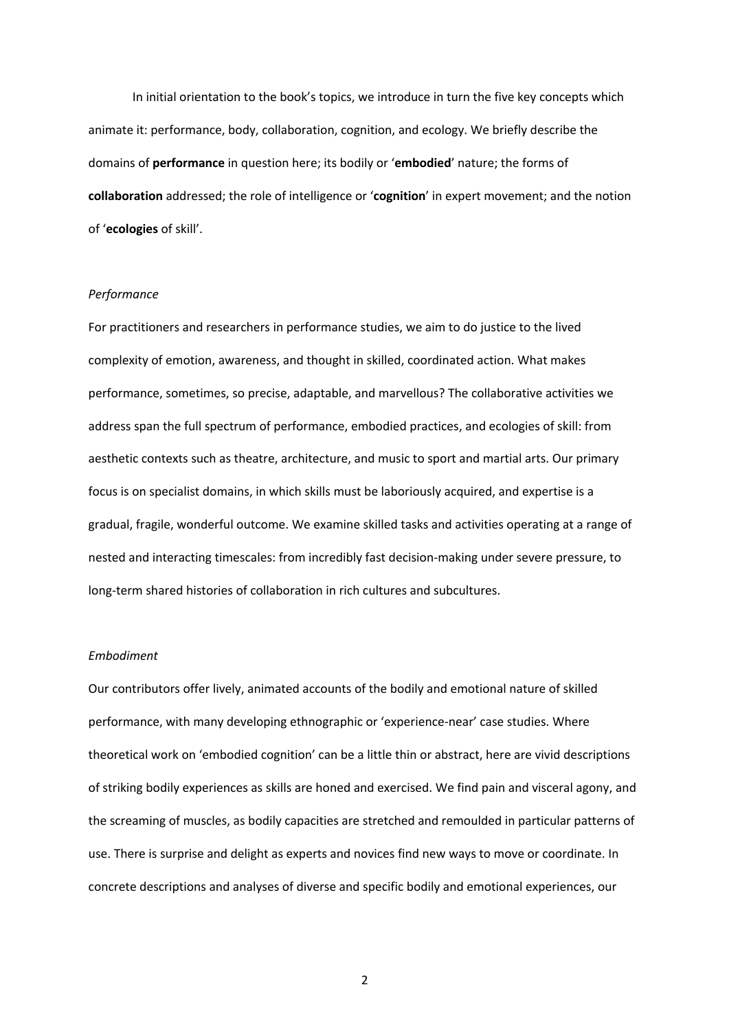In initial orientation to the book's topics, we introduce in turn the five key concepts which animate it: performance, body, collaboration, cognition, and ecology. We briefly describe the domains of **performance** in question here; its bodily or '**embodied**' nature; the forms of **collaboration** addressed; the role of intelligence or '**cognition**' in expert movement; and the notion of '**ecologies** of skill'.

### *Performance*

For practitioners and researchers in performance studies, we aim to do justice to the lived complexity of emotion, awareness, and thought in skilled, coordinated action. What makes performance, sometimes, so precise, adaptable, and marvellous? The collaborative activities we address span the full spectrum of performance, embodied practices, and ecologies of skill: from aesthetic contexts such as theatre, architecture, and music to sport and martial arts. Our primary focus is on specialist domains, in which skills must be laboriously acquired, and expertise is a gradual, fragile, wonderful outcome. We examine skilled tasks and activities operating at a range of nested and interacting timescales: from incredibly fast decision-making under severe pressure, to long-term shared histories of collaboration in rich cultures and subcultures.

### *Embodiment*

Our contributors offer lively, animated accounts of the bodily and emotional nature of skilled performance, with many developing ethnographic or 'experience-near' case studies. Where theoretical work on 'embodied cognition' can be a little thin or abstract, here are vivid descriptions of striking bodily experiences as skills are honed and exercised. We find pain and visceral agony, and the screaming of muscles, as bodily capacities are stretched and remoulded in particular patterns of use. There is surprise and delight as experts and novices find new ways to move or coordinate. In concrete descriptions and analyses of diverse and specific bodily and emotional experiences, our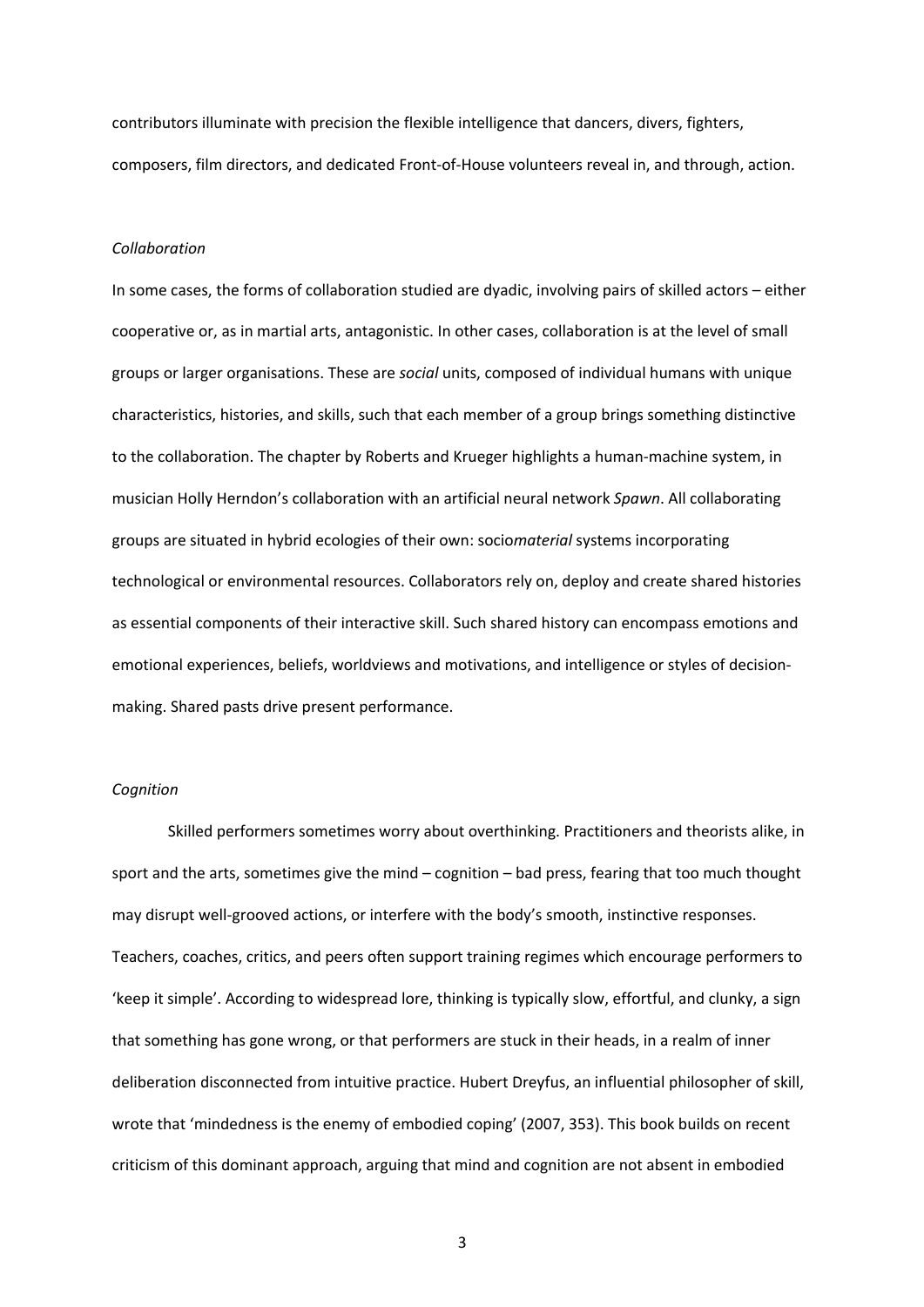contributors illuminate with precision the flexible intelligence that dancers, divers, fighters, composers, film directors, and dedicated Front-of-House volunteers reveal in, and through, action.

*Collaboration*

In some cases, the forms of collaboration studied are dyadic, involving pairs of skilled actors – either cooperative or, as in martial arts, antagonistic. In other cases, collaboration is at the level of small groups or larger organisations. These are *social* units, composed of individual humans with unique characteristics, histories, and skills, such that each member of a group brings something distinctive to the collaboration. The chapter by Roberts and Krueger highlights a human-machine system, in musician Holly Herndon's collaboration with an artificial neural network *Spawn*. All collaborating groups are situated in hybrid ecologies of their own: socio*material* systems incorporating technological or environmental resources. Collaborators rely on, deploy and create shared histories as essential components of their interactive skill. Such shared history can encompass emotions and emotional experiences, beliefs, worldviews and motivations, and intelligence or styles of decision-making. Shared pasts drive present performance.

*Cognition*

Skilled performers sometimes worry about overthinking. Practitioners and theorists alike, in sport and the arts, sometimes give the mind – cognition – bad press, fearing that too much thought may disrupt well-grooved actions, or interfere with the body's smooth, instinctive responses. Teachers, coaches, critics, and peers often support training regimes which encourage performers to 'keep it simple'. According to widespread lore, thinking is typically slow, effortful, and clunky, a sign that something has gone wrong, or that performers are stuck in their heads, in a realm of inner deliberation disconnected from intuitive practice. Hubert Dreyfus, an influential philosopher of skill, wrote that 'mindedness is the enemy of embodied coping' (2007, 353). This book builds on recent criticism of this dominant approach, arguing that mind and cognition are not absent in embodied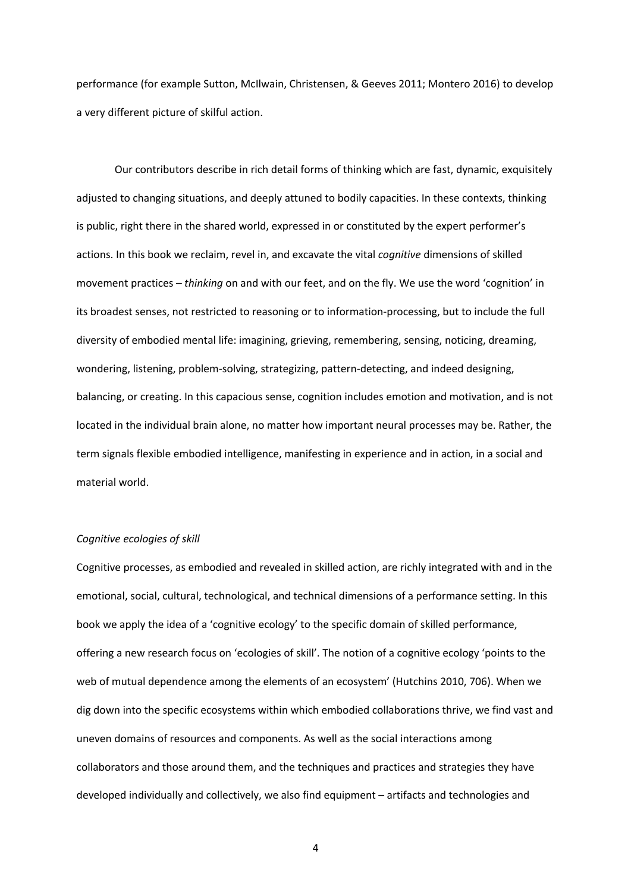performance (for example Sutton, McIlwain, Christensen, & Geeves 2011; Montero 2016) to develop a very different picture of skilful action.

Our contributors describe in rich detail forms of thinking which are fast, dynamic, exquisitely adjusted to changing situations, and deeply attuned to bodily capacities. In these contexts, thinking is public, right there in the shared world, expressed in or constituted by the expert performer's actions. In this book we reclaim, revel in, and excavate the vital *cognitive* dimensions of skilled movement practices – *thinking* on and with our feet, and on the fly. We use the word 'cognition' in its broadest senses, not restricted to reasoning or to information-processing, but to include the full diversity of embodied mental life: imagining, grieving, remembering, sensing, noticing, dreaming, wondering, listening, problem-solving, strategizing, pattern-detecting, and indeed designing, balancing, or creating. In this capacious sense, cognition includes emotion and motivation, and is not located in the individual brain alone, no matter how important neural processes may be. Rather, the term signals flexible embodied intelligence, manifesting in experience and in action, in a social and material world.

*Cognitive ecologies of skill*

Cognitive processes, as embodied and revealed in skilled action, are richly integrated with and in the emotional, social, cultural, technological, and technical dimensions of a performance setting. In this book we apply the idea of a 'cognitive ecology' to the specific domain of skilled performance, offering a new research focus on 'ecologies of skill'. The notion of a cognitive ecology 'points to the web of mutual dependence among the elements of an ecosystem' (Hutchins 2010, 706). When we dig down into the specific ecosystems within which embodied collaborations thrive, we find vast and uneven domains of resources and components. As well as the social interactions among collaborators and those around them, and the techniques and practices and strategies they have developed individually and collectively, we also find equipment – artifacts and technologies and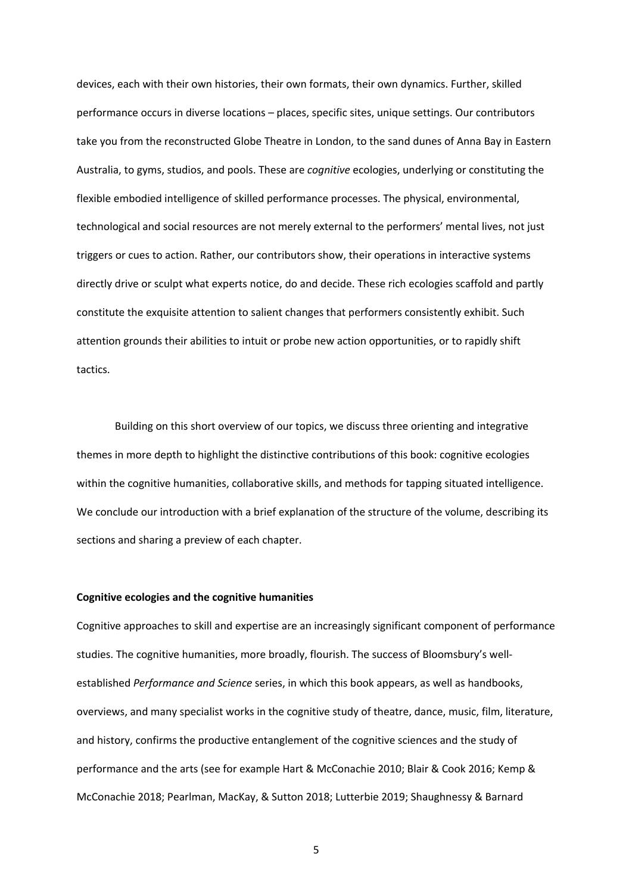devices, each with their own histories, their own formats, their own dynamics. Further, skilled performance occurs in diverse locations – places, specific sites, unique settings. Our contributors take you from the reconstructed Globe Theatre in London, to the sand dunes of Anna Bay in Eastern Australia, to gyms, studios, and pools. These are *cognitive* ecologies, underlying or constituting the flexible embodied intelligence of skilled performance processes. The physical, environmental, technological and social resources are not merely external to the performers' mental lives, not just triggers or cues to action. Rather, our contributors show, their operations in interactive systems directly drive or sculpt what experts notice, do and decide. These rich ecologies scaffold and partly constitute the exquisite attention to salient changes that performers consistently exhibit. Such attention grounds their abilities to intuit or probe new action opportunities, or to rapidly shift tactics.

Building on this short overview of our topics, we discuss three orienting and integrative themes in more depth to highlight the distinctive contributions of this book: cognitive ecologies within the cognitive humanities, collaborative skills, and methods for tapping situated intelligence. We conclude our introduction with a brief explanation of the structure of the volume, describing its sections and sharing a preview of each chapter.

**Cognitive ecologies and the cognitive humanities**

Cognitive approaches to skill and expertise are an increasingly significant component of performance studies. The cognitive humanities, more broadly, flourish. The success of Bloomsbury's well-established *Performance and Science* series, in which this book appears, as well as handbooks, overviews, and many specialist works in the cognitive study of theatre, dance, music, film, literature, and history, confirms the productive entanglement of the cognitive sciences and the study of performance and the arts (see for example Hart & McConachie 2010; Blair & Cook 2016; Kemp & McConachie 2018; Pearlman, MacKay, & Sutton 2018; Lutterbie 2019; Shaughnessy & Barnard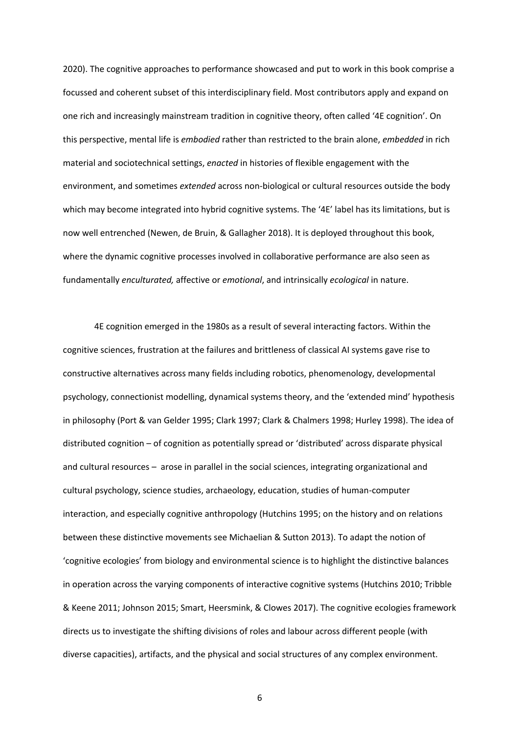2020). The cognitive approaches to performance showcased and put to work in this book comprise a focussed and coherent subset of this interdisciplinary field. Most contributors apply and expand on one rich and increasingly mainstream tradition in cognitive theory, often called '4E cognition'. On this perspective, mental life is *embodied* rather than restricted to the brain alone, *embedded* in rich material and sociotechnical settings, *enacted* in histories of flexible engagement with the environment, and sometimes *extended* across non-biological or cultural resources outside the body which may become integrated into hybrid cognitive systems. The '4E' label has its limitations, but is now well entrenched (Newen, de Bruin, & Gallagher 2018). It is deployed throughout this book, where the dynamic cognitive processes involved in collaborative performance are also seen as fundamentally *enculturated,* affective or *emotional*, and intrinsically *ecological* in nature.

4E cognition emerged in the 1980s as a result of several interacting factors. Within the cognitive sciences, frustration at the failures and brittleness of classical AI systems gave rise to constructive alternatives across many fields including robotics, phenomenology, developmental psychology, connectionist modelling, dynamical systems theory, and the 'extended mind' hypothesis in philosophy (Port & van Gelder 1995; Clark 1997; Clark & Chalmers 1998; Hurley 1998). The idea of distributed cognition – of cognition as potentially spread or 'distributed' across disparate physical and cultural resources – arose in parallel in the social sciences, integrating organizational and cultural psychology, science studies, archaeology, education, studies of human-computer interaction, and especially cognitive anthropology (Hutchins 1995; on the history and on relations between these distinctive movements see Michaelian & Sutton 2013). To adapt the notion of 'cognitive ecologies' from biology and environmental science is to highlight the distinctive balances in operation across the varying components of interactive cognitive systems (Hutchins 2010; Tribble & Keene 2011; Johnson 2015; Smart, Heersmink, & Clowes 2017). The cognitive ecologies framework directs us to investigate the shifting divisions of roles and labour across different people (with diverse capacities), artifacts, and the physical and social structures of any complex environment.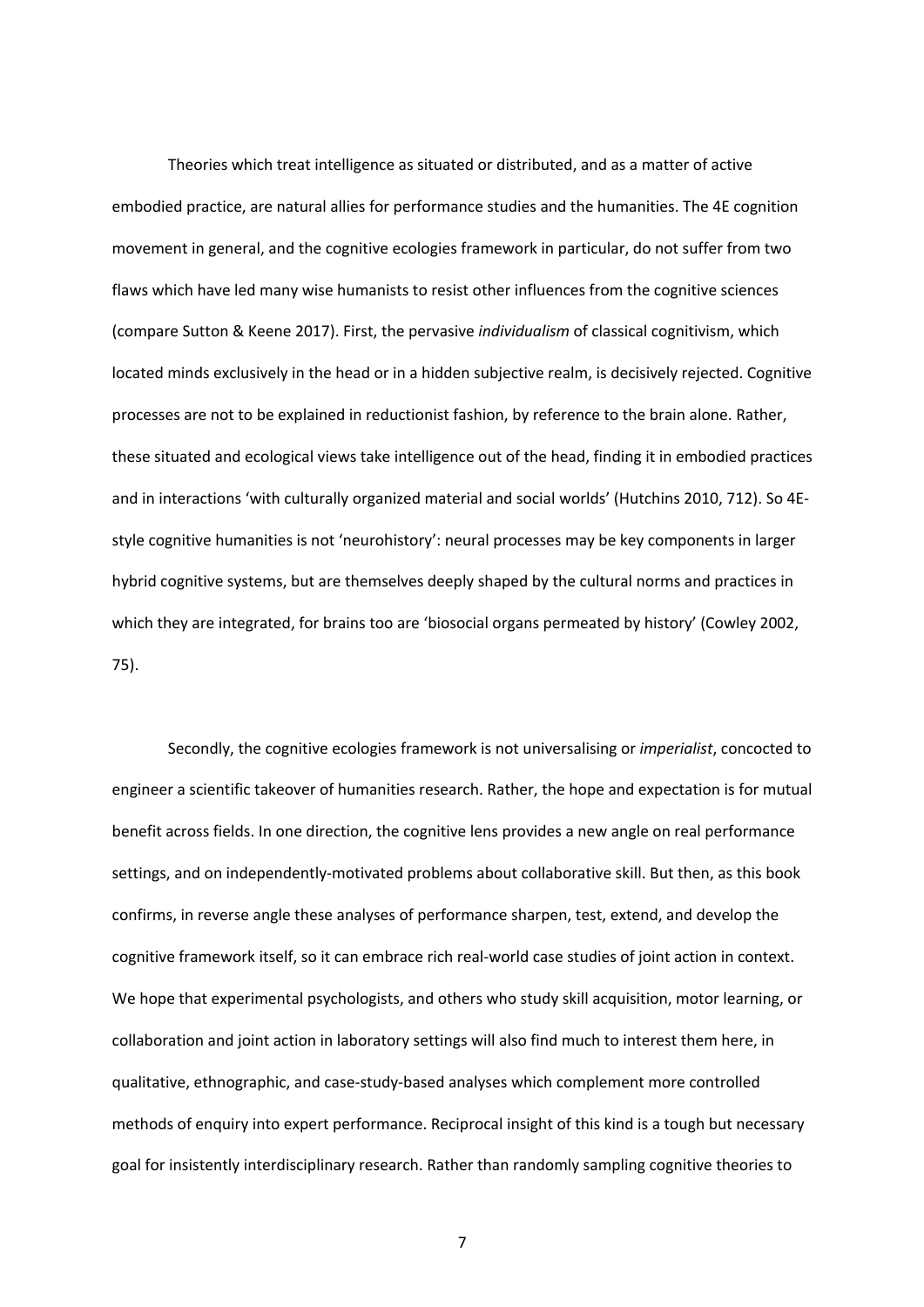Theories which treat intelligence as situated or distributed, and as a matter of active embodied practice, are natural allies for performance studies and the humanities. The 4E cognition movement in general, and the cognitive ecologies framework in particular, do not suffer from two flaws which have led many wise humanists to resist other influences from the cognitive sciences (compare Sutton & Keene 2017). First, the pervasive *individualism* of classical cognitivism, which located minds exclusively in the head or in a hidden subjective realm, is decisively rejected. Cognitive processes are not to be explained in reductionist fashion, by reference to the brain alone. Rather, these situated and ecological views take intelligence out of the head, finding it in embodied practices and in interactions 'with culturally organized material and social worlds' (Hutchins 2010, 712). So 4E-style cognitive humanities is not 'neurohistory': neural processes may be key components in larger hybrid cognitive systems, but are themselves deeply shaped by the cultural norms and practices in which they are integrated, for brains too are 'biosocial organs permeated by history' (Cowley 2002, 75).

Secondly, the cognitive ecologies framework is not universalising or *imperialist*, concocted to engineer a scientific takeover of humanities research. Rather, the hope and expectation is for mutual benefit across fields. In one direction, the cognitive lens provides a new angle on real performance settings, and on independently-motivated problems about collaborative skill. But then, as this book confirms, in reverse angle these analyses of performance sharpen, test, extend, and develop the cognitive framework itself, so it can embrace rich real-world case studies of joint action in context. We hope that experimental psychologists, and others who study skill acquisition, motor learning, or collaboration and joint action in laboratory settings will also find much to interest them here, in qualitative, ethnographic, and case-study-based analyses which complement more controlled methods of enquiry into expert performance. Reciprocal insight of this kind is a tough but necessary goal for insistently interdisciplinary research. Rather than randomly sampling cognitive theories to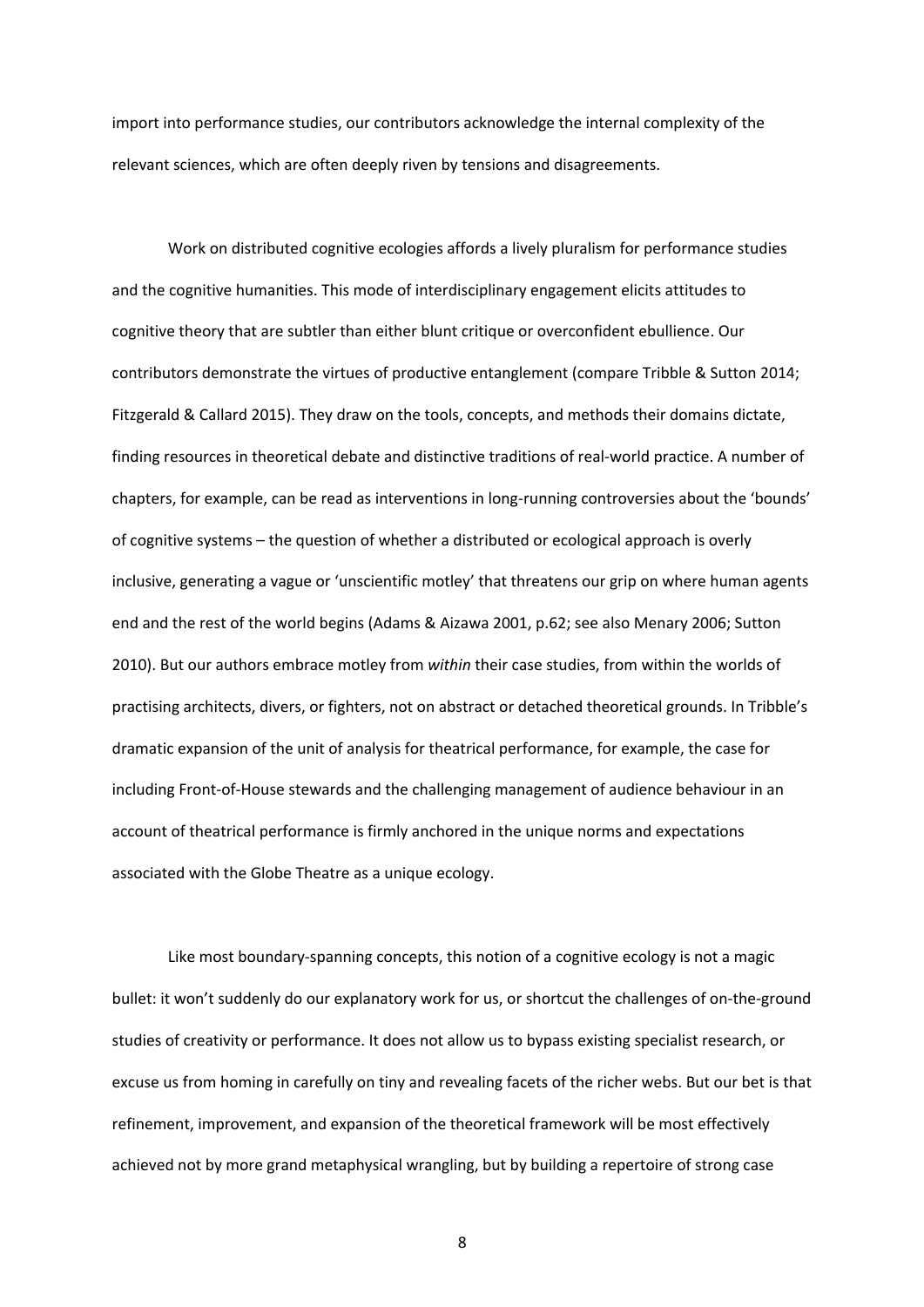import into performance studies, our contributors acknowledge the internal complexity of the relevant sciences, which are often deeply riven by tensions and disagreements.

Work on distributed cognitive ecologies affords a lively pluralism for performance studies and the cognitive humanities. This mode of interdisciplinary engagement elicits attitudes to cognitive theory that are subtler than either blunt critique or overconfident ebullience. Our contributors demonstrate the virtues of productive entanglement (compare Tribble & Sutton 2014; Fitzgerald & Callard 2015). They draw on the tools, concepts, and methods their domains dictate, finding resources in theoretical debate and distinctive traditions of real-world practice. A number of chapters, for example, can be read as interventions in long-running controversies about the 'bounds' of cognitive systems – the question of whether a distributed or ecological approach is overly inclusive, generating a vague or 'unscientific motley' that threatens our grip on where human agents end and the rest of the world begins (Adams & Aizawa 2001, p.62; see also Menary 2006; Sutton 2010). But our authors embrace motley from *within* their case studies, from within the worlds of practising architects, divers, or fighters, not on abstract or detached theoretical grounds. In Tribble's dramatic expansion of the unit of analysis for theatrical performance, for example, the case for including Front-of-House stewards and the challenging management of audience behaviour in an account of theatrical performance is firmly anchored in the unique norms and expectations associated with the Globe Theatre as a unique ecology.

Like most boundary-spanning concepts, this notion of a cognitive ecology is not a magic bullet: it won't suddenly do our explanatory work for us, or shortcut the challenges of on-the-ground studies of creativity or performance. It does not allow us to bypass existing specialist research, or excuse us from homing in carefully on tiny and revealing facets of the richer webs. But our bet is that refinement, improvement, and expansion of the theoretical framework will be most effectively achieved not by more grand metaphysical wrangling, but by building a repertoire of strong case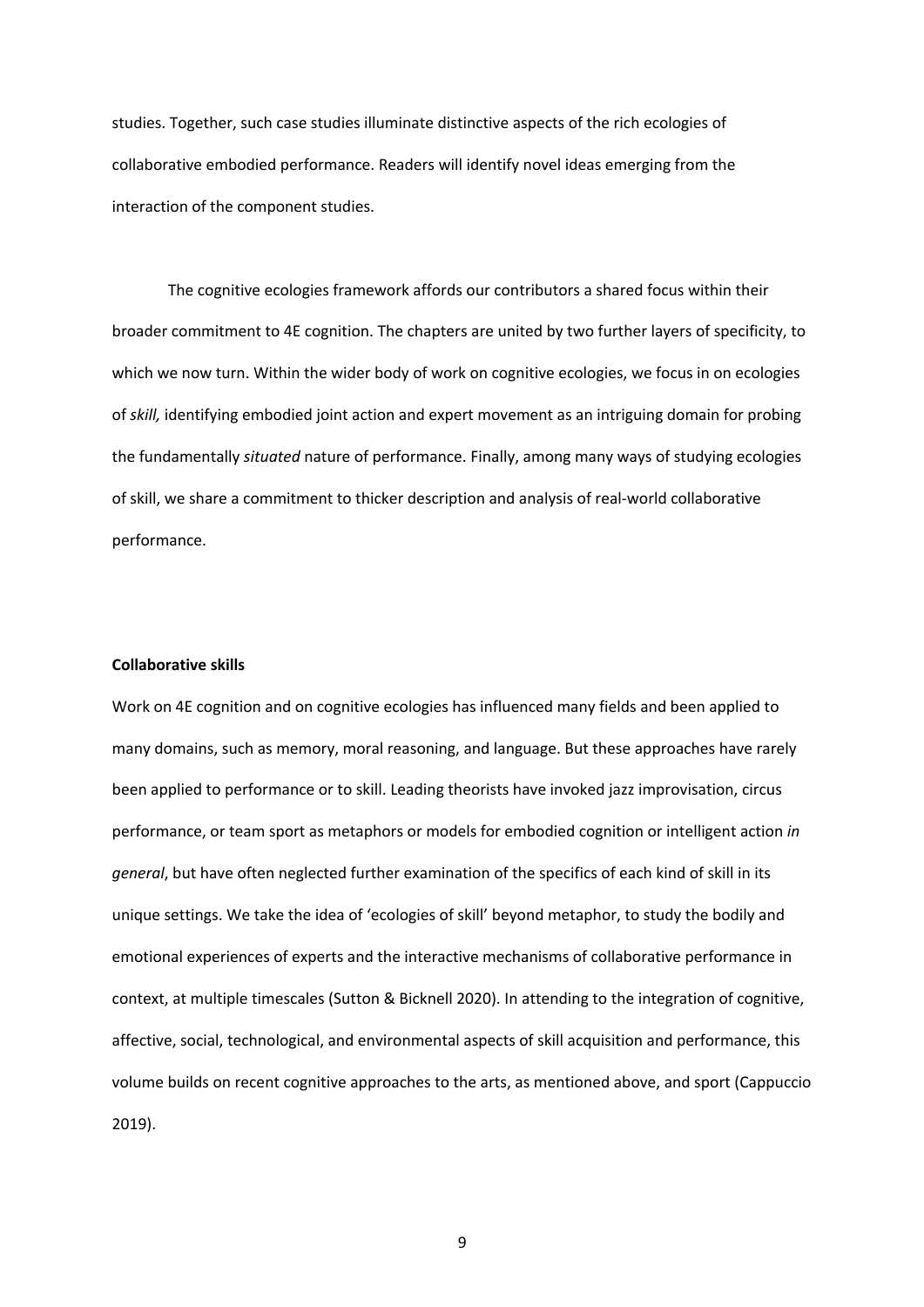studies. Together, such case studies illuminate distinctive aspects of the rich ecologies of collaborative embodied performance. Readers will identify novel ideas emerging from the interaction of the component studies.

The cognitive ecologies framework affords our contributors a shared focus within their broader commitment to 4E cognition. The chapters are united by two further layers of specificity, to which we now turn. Within the wider body of work on cognitive ecologies, we focus in on ecologies of *skill,* identifying embodied joint action and expert movement as an intriguing domain for probing the fundamentally *situated* nature of performance. Finally, among many ways of studying ecologies of skill, we share a commitment to thicker description and analysis of real-world collaborative performance.

**Collaborative skills**

Work on 4E cognition and on cognitive ecologies has influenced many fields and been applied to many domains, such as memory, moral reasoning, and language. But these approaches have rarely been applied to performance or to skill. Leading theorists have invoked jazz improvisation, circus performance, or team sport as metaphors or models for embodied cognition or intelligent action *in general*, but have often neglected further examination of the specifics of each kind of skill in its unique settings. We take the idea of 'ecologies of skill' beyond metaphor, to study the bodily and emotional experiences of experts and the interactive mechanisms of collaborative performance in context, at multiple timescales (Sutton & Bicknell 2020). In attending to the integration of cognitive, affective, social, technological, and environmental aspects of skill acquisition and performance, this volume builds on recent cognitive approaches to the arts, as mentioned above, and sport (Cappuccio 2019).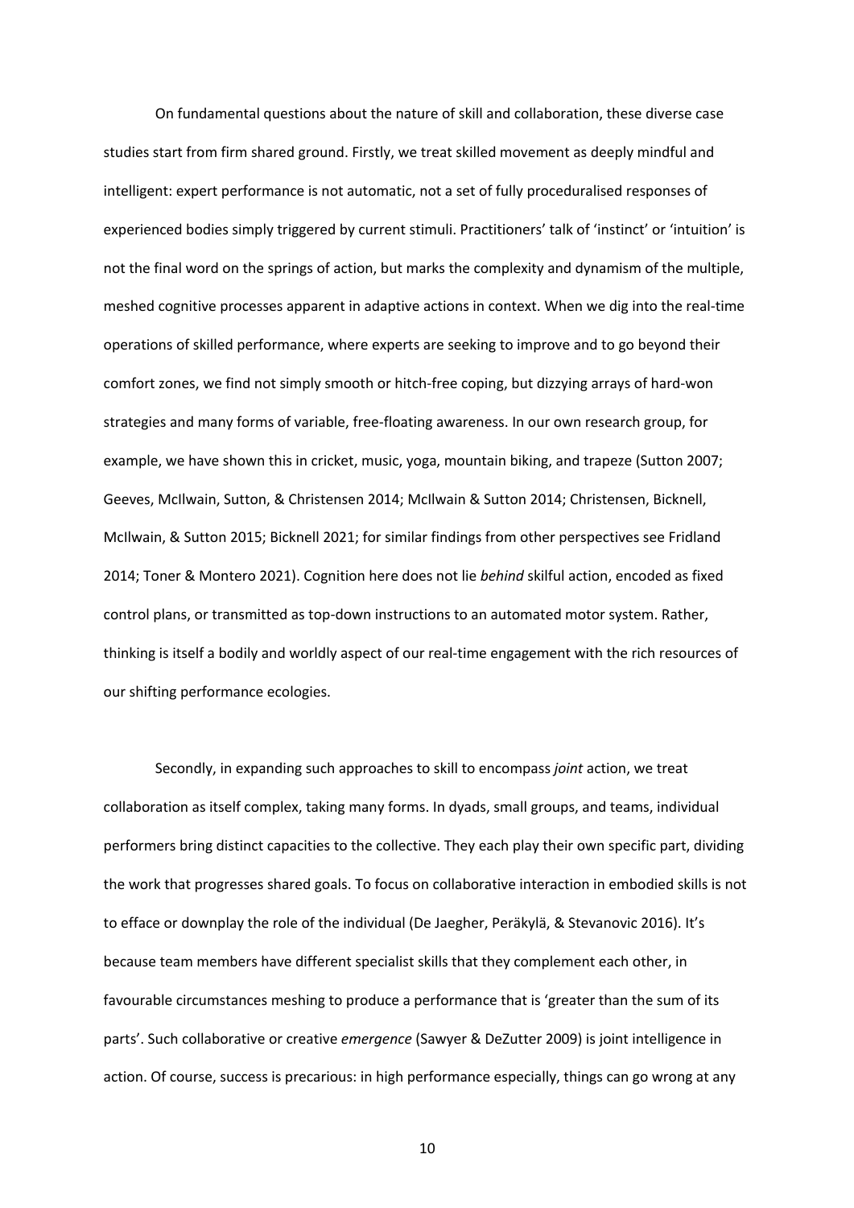On fundamental questions about the nature of skill and collaboration, these diverse case studies start from firm shared ground. Firstly, we treat skilled movement as deeply mindful and intelligent: expert performance is not automatic, not a set of fully proceduralised responses of experienced bodies simply triggered by current stimuli. Practitioners' talk of 'instinct' or 'intuition' is not the final word on the springs of action, but marks the complexity and dynamism of the multiple, meshed cognitive processes apparent in adaptive actions in context. When we dig into the real-time operations of skilled performance, where experts are seeking to improve and to go beyond their comfort zones, we find not simply smooth or hitch-free coping, but dizzying arrays of hard-won strategies and many forms of variable, free-floating awareness. In our own research group, for example, we have shown this in cricket, music, yoga, mountain biking, and trapeze (Sutton 2007; Geeves, McIlwain, Sutton, & Christensen 2014; McIlwain & Sutton 2014; Christensen, Bicknell, McIlwain, & Sutton 2015; Bicknell 2021; for similar findings from other perspectives see Fridland 2014; Toner & Montero 2021). Cognition here does not lie *behind* skilful action, encoded as fixed control plans, or transmitted as top-down instructions to an automated motor system. Rather, thinking is itself a bodily and worldly aspect of our real-time engagement with the rich resources of our shifting performance ecologies.

Secondly, in expanding such approaches to skill to encompass *joint* action, we treat collaboration as itself complex, taking many forms. In dyads, small groups, and teams, individual performers bring distinct capacities to the collective. They each play their own specific part, dividing the work that progresses shared goals. To focus on collaborative interaction in embodied skills is not to efface or downplay the role of the individual (De Jaegher, Peräkylä, & Stevanovic 2016). It's because team members have different specialist skills that they complement each other, in favourable circumstances meshing to produce a performance that is 'greater than the sum of its parts'. Such collaborative or creative *emergence* (Sawyer & DeZutter 2009) is joint intelligence in action. Of course, success is precarious: in high performance especially, things can go wrong at any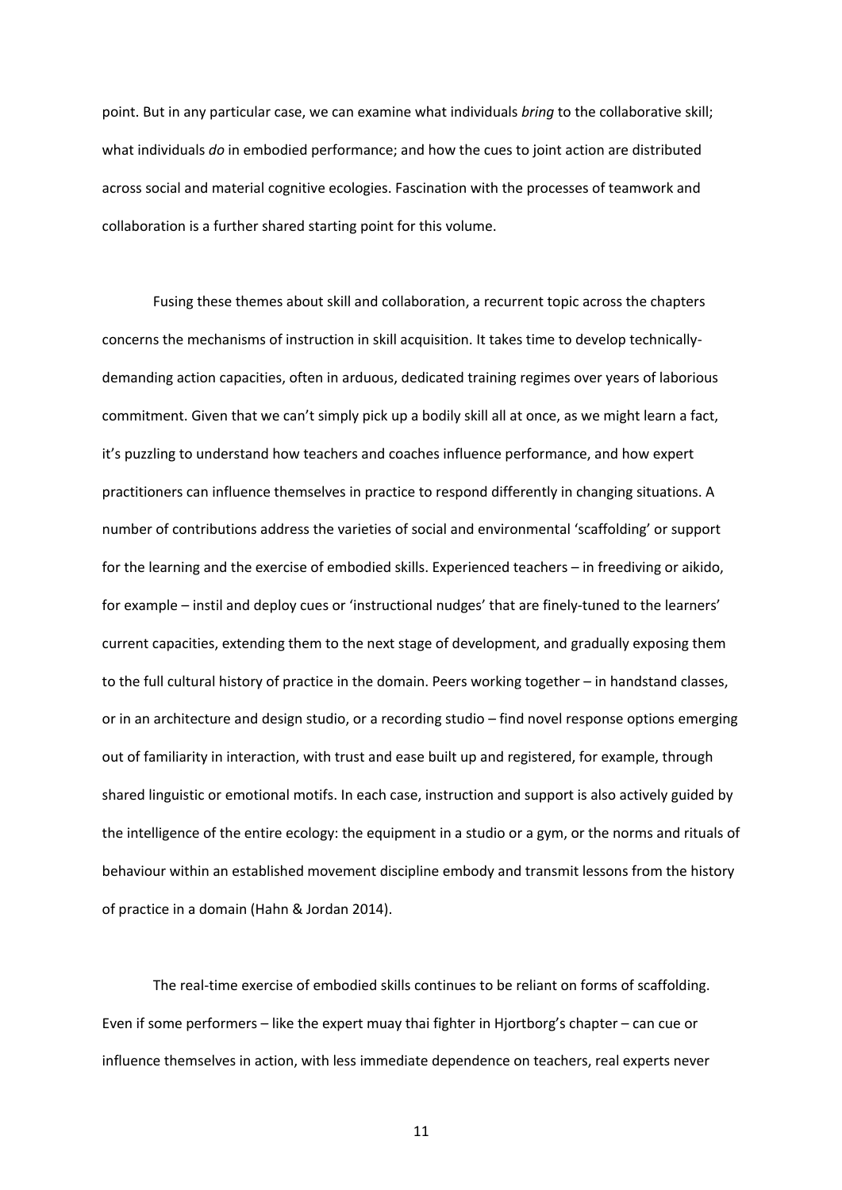point. But in any particular case, we can examine what individuals *bring* to the collaborative skill; what individuals *do* in embodied performance; and how the cues to joint action are distributed across social and material cognitive ecologies. Fascination with the processes of teamwork and collaboration is a further shared starting point for this volume.

Fusing these themes about skill and collaboration, a recurrent topic across the chapters concerns the mechanisms of instruction in skill acquisition. It takes time to develop technically-demanding action capacities, often in arduous, dedicated training regimes over years of laborious commitment. Given that we can't simply pick up a bodily skill all at once, as we might learn a fact, it's puzzling to understand how teachers and coaches influence performance, and how expert practitioners can influence themselves in practice to respond differently in changing situations. A number of contributions address the varieties of social and environmental 'scaffolding' or support for the learning and the exercise of embodied skills. Experienced teachers – in freediving or aikido, for example – instil and deploy cues or 'instructional nudges' that are finely-tuned to the learners' current capacities, extending them to the next stage of development, and gradually exposing them to the full cultural history of practice in the domain. Peers working together – in handstand classes, or in an architecture and design studio, or a recording studio – find novel response options emerging out of familiarity in interaction, with trust and ease built up and registered, for example, through shared linguistic or emotional motifs. In each case, instruction and support is also actively guided by the intelligence of the entire ecology: the equipment in a studio or a gym, or the norms and rituals of behaviour within an established movement discipline embody and transmit lessons from the history of practice in a domain (Hahn & Jordan 2014).

The real-time exercise of embodied skills continues to be reliant on forms of scaffolding. Even if some performers – like the expert muay thai fighter in Hjortborg's chapter – can cue or influence themselves in action, with less immediate dependence on teachers, real experts never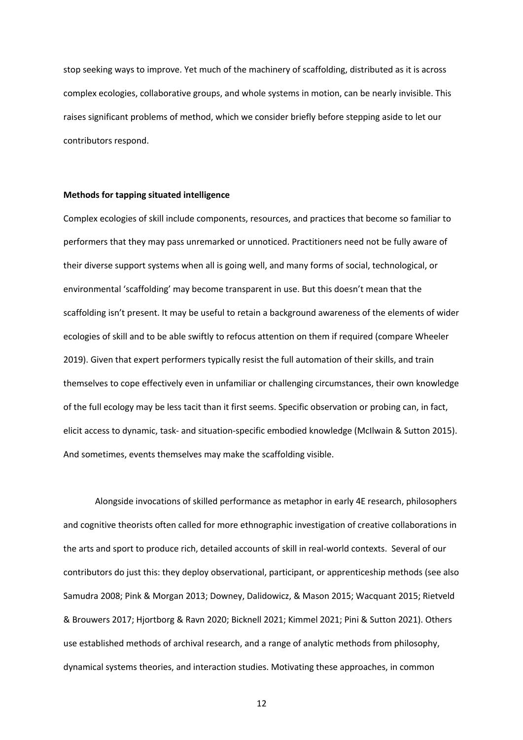stop seeking ways to improve. Yet much of the machinery of scaffolding, distributed as it is across complex ecologies, collaborative groups, and whole systems in motion, can be nearly invisible. This raises significant problems of method, which we consider briefly before stepping aside to let our contributors respond.

**Methods for tapping situated intelligence**

Complex ecologies of skill include components, resources, and practices that become so familiar to performers that they may pass unremarked or unnoticed. Practitioners need not be fully aware of their diverse support systems when all is going well, and many forms of social, technological, or environmental 'scaffolding' may become transparent in use. But this doesn't mean that the scaffolding isn't present. It may be useful to retain a background awareness of the elements of wider ecologies of skill and to be able swiftly to refocus attention on them if required (compare Wheeler 2019). Given that expert performers typically resist the full automation of their skills, and train themselves to cope effectively even in unfamiliar or challenging circumstances, their own knowledge of the full ecology may be less tacit than it first seems. Specific observation or probing can, in fact, elicit access to dynamic, task- and situation-specific embodied knowledge (McIlwain & Sutton 2015). And sometimes, events themselves may make the scaffolding visible.

Alongside invocations of skilled performance as metaphor in early 4E research, philosophers and cognitive theorists often called for more ethnographic investigation of creative collaborations in the arts and sport to produce rich, detailed accounts of skill in real-world contexts. Several of our contributors do just this: they deploy observational, participant, or apprenticeship methods (see also Samudra 2008; Pink & Morgan 2013; Downey, Dalidowicz, & Mason 2015; Wacquant 2015; Rietveld & Brouwers 2017; Hjortborg & Ravn 2020; Bicknell 2021; Kimmel 2021; Pini & Sutton 2021). Others use established methods of archival research, and a range of analytic methods from philosophy, dynamical systems theories, and interaction studies. Motivating these approaches, in common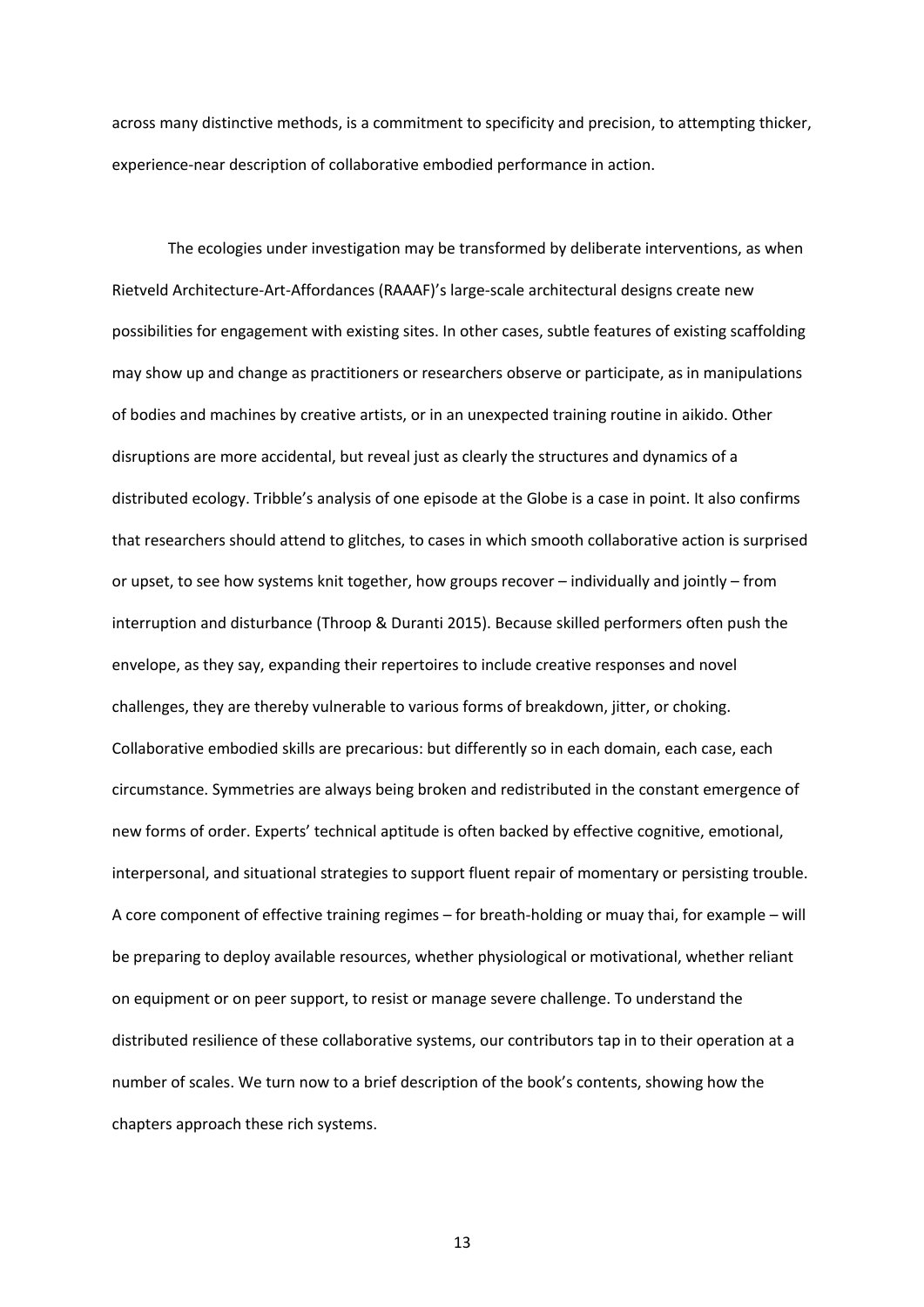across many distinctive methods, is a commitment to specificity and precision, to attempting thicker, experience-near description of collaborative embodied performance in action.

The ecologies under investigation may be transformed by deliberate interventions, as when Rietveld Architecture-Art-Affordances (RAAAF)'s large-scale architectural designs create new possibilities for engagement with existing sites. In other cases, subtle features of existing scaffolding may show up and change as practitioners or researchers observe or participate, as in manipulations of bodies and machines by creative artists, or in an unexpected training routine in aikido. Other disruptions are more accidental, but reveal just as clearly the structures and dynamics of a distributed ecology. Tribble's analysis of one episode at the Globe is a case in point. It also confirms that researchers should attend to glitches, to cases in which smooth collaborative action is surprised or upset, to see how systems knit together, how groups recover – individually and jointly – from interruption and disturbance (Throop & Duranti 2015). Because skilled performers often push the envelope, as they say, expanding their repertoires to include creative responses and novel challenges, they are thereby vulnerable to various forms of breakdown, jitter, or choking. Collaborative embodied skills are precarious: but differently so in each domain, each case, each circumstance. Symmetries are always being broken and redistributed in the constant emergence of new forms of order. Experts' technical aptitude is often backed by effective cognitive, emotional, interpersonal, and situational strategies to support fluent repair of momentary or persisting trouble. A core component of effective training regimes – for breath-holding or muay thai, for example – will be preparing to deploy available resources, whether physiological or motivational, whether reliant on equipment or on peer support, to resist or manage severe challenge. To understand the distributed resilience of these collaborative systems, our contributors tap in to their operation at a number of scales. We turn now to a brief description of the book's contents, showing how the chapters approach these rich systems.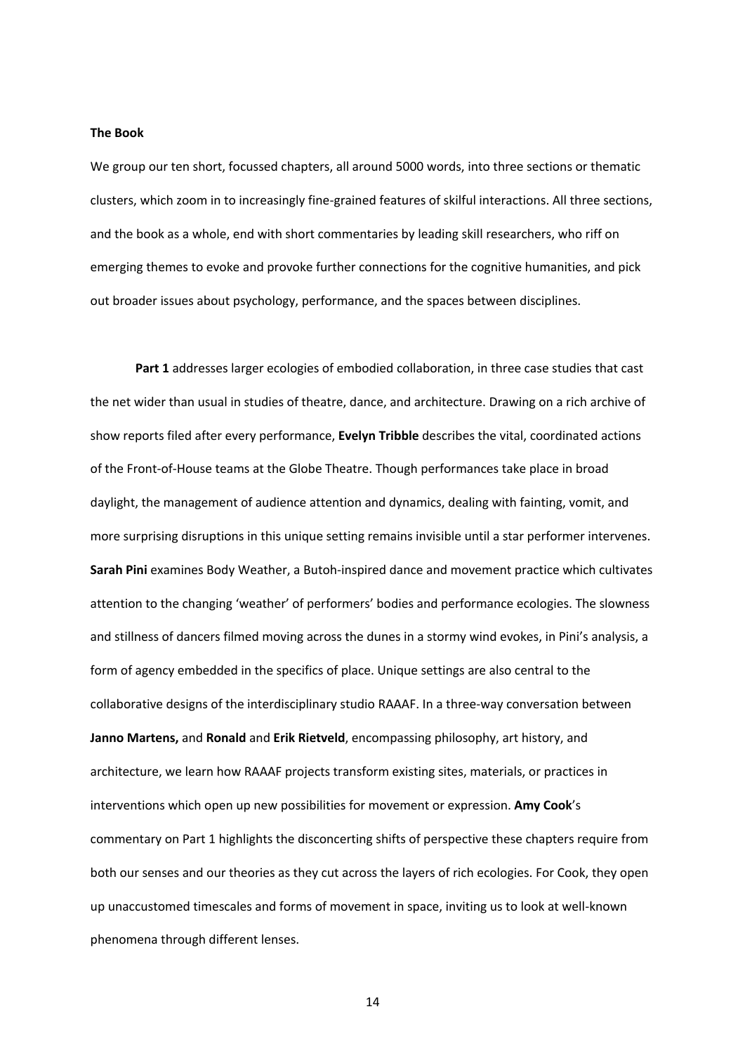**The Book**

We group our ten short, focussed chapters, all around 5000 words, into three sections or thematic clusters, which zoom in to increasingly fine-grained features of skilful interactions. All three sections, and the book as a whole, end with short commentaries by leading skill researchers, who riff on emerging themes to evoke and provoke further connections for the cognitive humanities, and pick out broader issues about psychology, performance, and the spaces between disciplines.

**Part 1** addresses larger ecologies of embodied collaboration, in three case studies that cast the net wider than usual in studies of theatre, dance, and architecture. Drawing on a rich archive of show reports filed after every performance, **Evelyn Tribble** describes the vital, coordinated actions of the Front-of-House teams at the Globe Theatre. Though performances take place in broad daylight, the management of audience attention and dynamics, dealing with fainting, vomit, and more surprising disruptions in this unique setting remains invisible until a star performer intervenes. **Sarah Pini** examines Body Weather, a Butoh-inspired dance and movement practice which cultivates attention to the changing 'weather' of performers' bodies and performance ecologies. The slowness and stillness of dancers filmed moving across the dunes in a stormy wind evokes, in Pini's analysis, a form of agency embedded in the specifics of place. Unique settings are also central to the collaborative designs of the interdisciplinary studio RAAAF. In a three-way conversation between **Janno Martens,** and **Ronald** and **Erik Rietveld**, encompassing philosophy, art history, and architecture, we learn how RAAAF projects transform existing sites, materials, or practices in interventions which open up new possibilities for movement or expression. **Amy Cook**'s commentary on Part 1 highlights the disconcerting shifts of perspective these chapters require from both our senses and our theories as they cut across the layers of rich ecologies. For Cook, they open up unaccustomed timescales and forms of movement in space, inviting us to look at well-known phenomena through different lenses.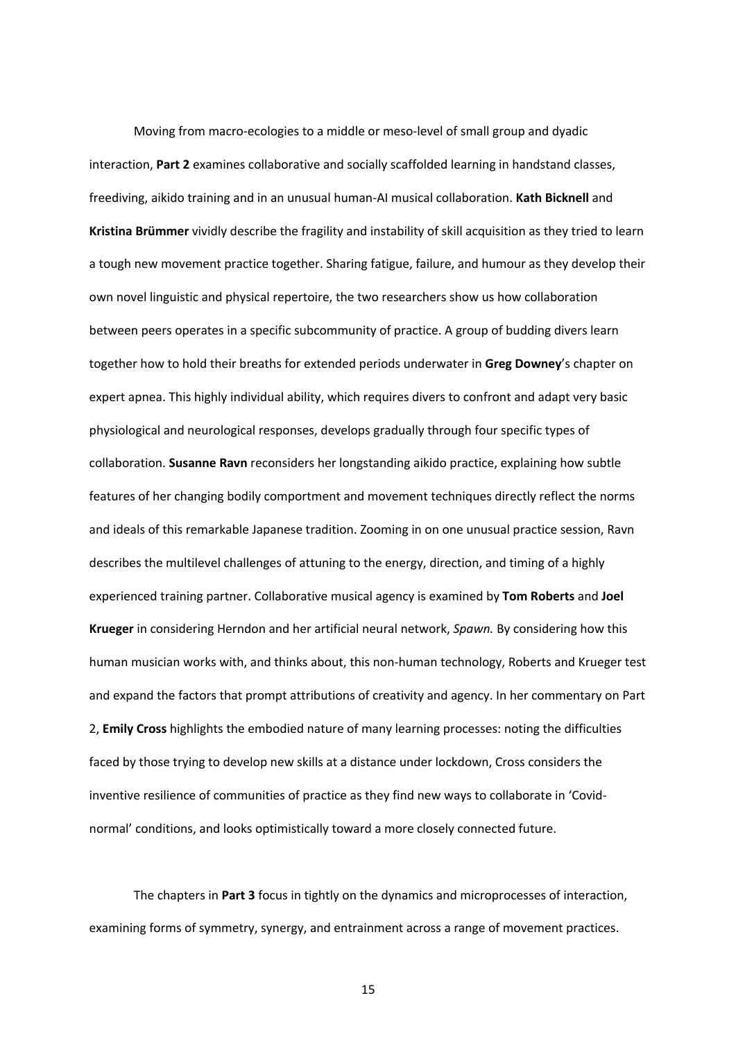Moving from macro-ecologies to a middle or meso-level of small group and dyadic interaction, **Part 2** examines collaborative and socially scaffolded learning in handstand classes, freediving, aikido training and in an unusual human-AI musical collaboration. **Kath Bicknell** and **Kristina Brümmer** vividly describe the fragility and instability of skill acquisition as they tried to learn a tough new movement practice together. Sharing fatigue, failure, and humour as they develop their own novel linguistic and physical repertoire, the two researchers show us how collaboration between peers operates in a specific subcommunity of practice. A group of budding divers learn together how to hold their breaths for extended periods underwater in **Greg Downey**'s chapter on expert apnea. This highly individual ability, which requires divers to confront and adapt very basic physiological and neurological responses, develops gradually through four specific types of collaboration. **Susanne Ravn** reconsiders her longstanding aikido practice, explaining how subtle features of her changing bodily comportment and movement techniques directly reflect the norms and ideals of this remarkable Japanese tradition. Zooming in on one unusual practice session, Ravn describes the multilevel challenges of attuning to the energy, direction, and timing of a highly experienced training partner. Collaborative musical agency is examined by **Tom Roberts** and **Joel Krueger** in considering Herndon and her artificial neural network, *Spawn.* By considering how this human musician works with, and thinks about, this non-human technology, Roberts and Krueger test and expand the factors that prompt attributions of creativity and agency. In her commentary on Part 2, **Emily Cross** highlights the embodied nature of many learning processes: noting the difficulties faced by those trying to develop new skills at a distance under lockdown, Cross considers the inventive resilience of communities of practice as they find new ways to collaborate in 'Covid-normal' conditions, and looks optimistically toward a more closely connected future.

The chapters in **Part 3** focus in tightly on the dynamics and microprocesses of interaction, examining forms of symmetry, synergy, and entrainment across a range of movement practices.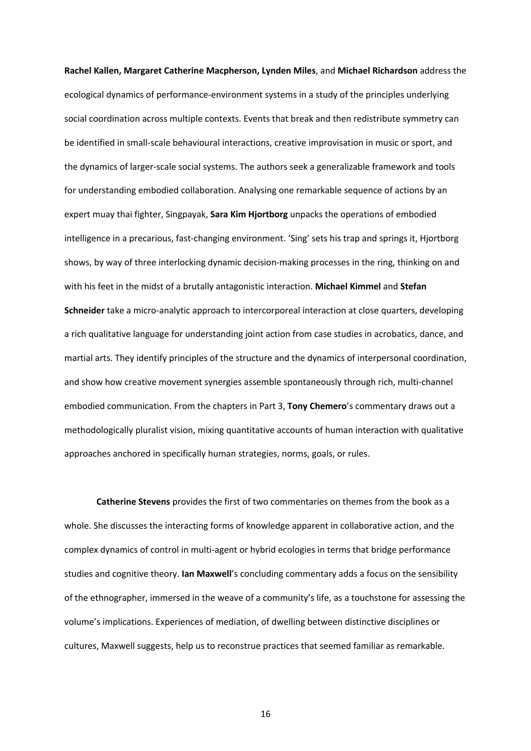**Rachel Kallen, Margaret Catherine Macpherson, Lynden Miles**, and **Michael Richardson** address the ecological dynamics of performance-environment systems in a study of the principles underlying social coordination across multiple contexts. Events that break and then redistribute symmetry can be identified in small-scale behavioural interactions, creative improvisation in music or sport, and the dynamics of larger-scale social systems. The authors seek a generalizable framework and tools for understanding embodied collaboration. Analysing one remarkable sequence of actions by an expert muay thai fighter, Singpayak, **Sara Kim Hjortborg** unpacks the operations of embodied intelligence in a precarious, fast-changing environment. 'Sing' sets his trap and springs it, Hjortborg shows, by way of three interlocking dynamic decision-making processes in the ring, thinking on and with his feet in the midst of a brutally antagonistic interaction. **Michael Kimmel** and **Stefan Schneider** take a micro-analytic approach to intercorporeal interaction at close quarters, developing a rich qualitative language for understanding joint action from case studies in acrobatics, dance, and martial arts. They identify principles of the structure and the dynamics of interpersonal coordination, and show how creative movement synergies assemble spontaneously through rich, multi-channel embodied communication. From the chapters in Part 3, **Tony Chemero**'s commentary draws out a methodologically pluralist vision, mixing quantitative accounts of human interaction with qualitative approaches anchored in specifically human strategies, norms, goals, or rules.

**Catherine Stevens** provides the first of two commentaries on themes from the book as a whole. She discusses the interacting forms of knowledge apparent in collaborative action, and the complex dynamics of control in multi-agent or hybrid ecologies in terms that bridge performance studies and cognitive theory. **Ian Maxwell**'s concluding commentary adds a focus on the sensibility of the ethnographer, immersed in the weave of a community's life, as a touchstone for assessing the volume's implications. Experiences of mediation, of dwelling between distinctive disciplines or cultures, Maxwell suggests, help us to reconstrue practices that seemed familiar as remarkable.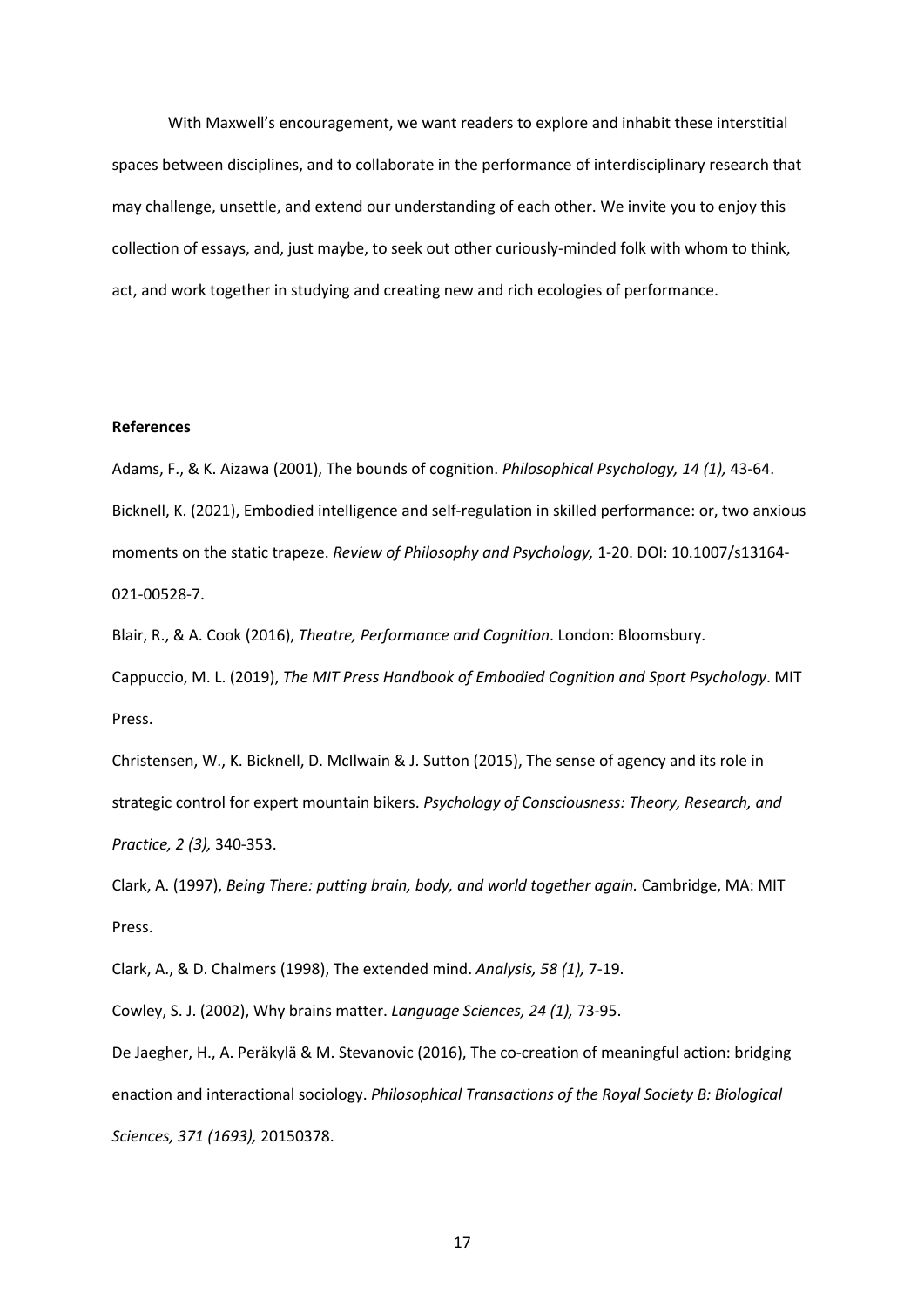With Maxwell's encouragement, we want readers to explore and inhabit these interstitial spaces between disciplines, and to collaborate in the performance of interdisciplinary research that may challenge, unsettle, and extend our understanding of each other. We invite you to enjoy this collection of essays, and, just maybe, to seek out other curiously-minded folk with whom to think, act, and work together in studying and creating new and rich ecologies of performance.

**References**

Adams, F., & K. Aizawa (2001), The bounds of cognition. *Philosophical Psychology, 14 (1),* 43-64.

Bicknell, K. (2021), Embodied intelligence and self-regulation in skilled performance: or, two anxious moments on the static trapeze. *Review of Philosophy and Psychology,* 1-20. DOI: 10.1007/s13164-021-00528-7.

Blair, R., & A. Cook (2016), *Theatre, Performance and Cognition*. London: Bloomsbury.

Cappuccio, M. L. (2019), *The MIT Press Handbook of Embodied Cognition and Sport Psychology*. MIT Press.

Christensen, W., K. Bicknell, D. McIlwain & J. Sutton (2015), The sense of agency and its role in strategic control for expert mountain bikers. *Psychology of Consciousness: Theory, Research, and Practice, 2 (3),* 340-353.

Clark, A. (1997), *Being There: putting brain, body, and world together again.* Cambridge, MA: MIT Press.

Clark, A., & D. Chalmers (1998), The extended mind. *Analysis, 58 (1),* 7-19.

Cowley, S. J. (2002), Why brains matter. *Language Sciences, 24 (1),* 73-95.

De Jaegher, H., A. Peräkylä & M. Stevanovic (2016), The co-creation of meaningful action: bridging enaction and interactional sociology. *Philosophical Transactions of the Royal Society B: Biological Sciences, 371 (1693),* 20150378.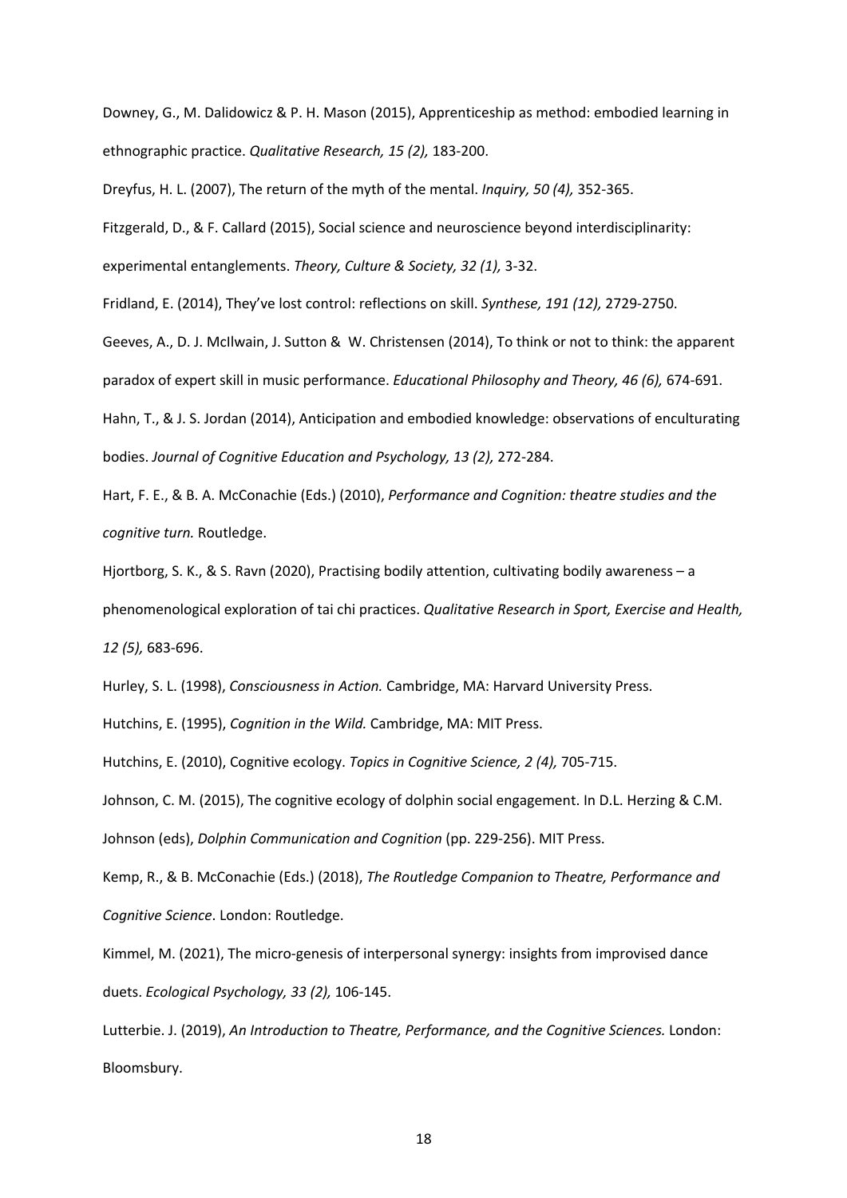Downey, G., M. Dalidowicz & P. H. Mason (2015), Apprenticeship as method: embodied learning in ethnographic practice. *Qualitative Research, 15 (2),* 183-200.

Dreyfus, H. L. (2007), The return of the myth of the mental. *Inquiry, 50 (4),* 352-365.

Fitzgerald, D., & F. Callard (2015), Social science and neuroscience beyond interdisciplinarity: experimental entanglements. *Theory, Culture & Society, 32 (1),* 3-32.

Fridland, E. (2014), They've lost control: reflections on skill. *Synthese, 191 (12),* 2729-2750.

Geeves, A., D. J. McIlwain, J. Sutton & W. Christensen (2014), To think or not to think: the apparent paradox of expert skill in music performance. *Educational Philosophy and Theory, 46 (6),* 674-691.

Hahn, T., & J. S. Jordan (2014), Anticipation and embodied knowledge: observations of enculturating bodies. *Journal of Cognitive Education and Psychology, 13 (2),* 272-284.

Hart, F. E., & B. A. McConachie (Eds.) (2010), *Performance and Cognition: theatre studies and the cognitive turn.* Routledge.

Hjortborg, S. K., & S. Ravn (2020), Practising bodily attention, cultivating bodily awareness – a phenomenological exploration of tai chi practices. *Qualitative Research in Sport, Exercise and Health, 12 (5),* 683-696.

Hurley, S. L. (1998), *Consciousness in Action.* Cambridge, MA: Harvard University Press.

Hutchins, E. (1995), *Cognition in the Wild.* Cambridge, MA: MIT Press.

Hutchins, E. (2010), Cognitive ecology. *Topics in Cognitive Science, 2 (4),* 705-715.

Johnson, C. M. (2015), The cognitive ecology of dolphin social engagement. In D.L. Herzing & C.M. Johnson (eds), *Dolphin Communication and Cognition* (pp. 229-256). MIT Press.

Kemp, R., & B. McConachie (Eds.) (2018), *The Routledge Companion to Theatre, Performance and Cognitive Science*. London: Routledge.

Kimmel, M. (2021), The micro-genesis of interpersonal synergy: insights from improvised dance duets. *Ecological Psychology, 33 (2),* 106-145.

Lutterbie. J. (2019), *An Introduction to Theatre, Performance, and the Cognitive Sciences.* London: Bloomsbury.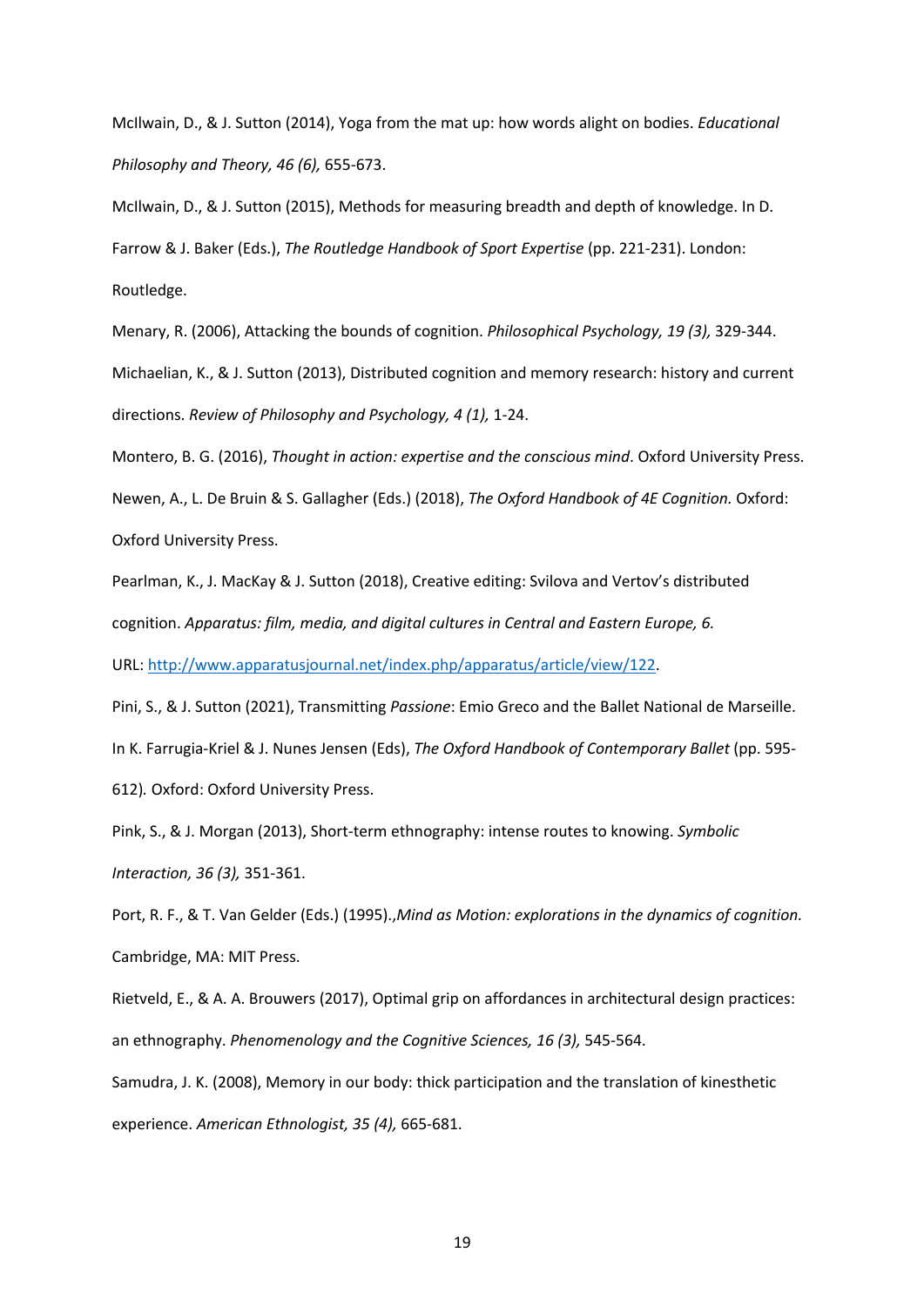McIlwain, D., & J. Sutton (2014), Yoga from the mat up: how words alight on bodies. *Educational Philosophy and Theory, 46 (6),* 655-673.

McIlwain, D., & J. Sutton (2015), Methods for measuring breadth and depth of knowledge. In D. Farrow & J. Baker (Eds.), *The Routledge Handbook of Sport Expertise* (pp. 221-231). London: Routledge.

Menary, R. (2006), Attacking the bounds of cognition. *Philosophical Psychology, 19 (3),* 329-344.

Michaelian, K., & J. Sutton (2013), Distributed cognition and memory research: history and current directions. *Review of Philosophy and Psychology, 4 (1),* 1-24.

Montero, B. G. (2016), *Thought in action: expertise and the conscious mind*. Oxford University Press.

Newen, A., L. De Bruin & S. Gallagher (Eds.) (2018), *The Oxford Handbook of 4E Cognition.* Oxford: Oxford University Press.

Pearlman, K., J. MacKay & J. Sutton (2018), Creative editing: Svilova and Vertov's distributed cognition. *Apparatus: film, media, and digital cultures in Central and Eastern Europe, 6.* URL: http://www.apparatusjournal.net/index.php/apparatus/article/view/122.

Pini, S., & J. Sutton (2021), Transmitting *Passione*: Emio Greco and the Ballet National de Marseille. In K. Farrugia-Kriel & J. Nunes Jensen (Eds), *The Oxford Handbook of Contemporary Ballet* (pp. 595-612). Oxford: Oxford University Press.

Pink, S., & J. Morgan (2013), Short-term ethnography: intense routes to knowing. *Symbolic Interaction, 36 (3),* 351-361.

Port, R. F., & T. Van Gelder (Eds.) (1995).,*Mind as Motion: explorations in the dynamics of cognition.* Cambridge, MA: MIT Press.

Rietveld, E., & A. A. Brouwers (2017), Optimal grip on affordances in architectural design practices: an ethnography. *Phenomenology and the Cognitive Sciences, 16 (3),* 545-564.

Samudra, J. K. (2008), Memory in our body: thick participation and the translation of kinesthetic experience. *American Ethnologist, 35 (4),* 665-681.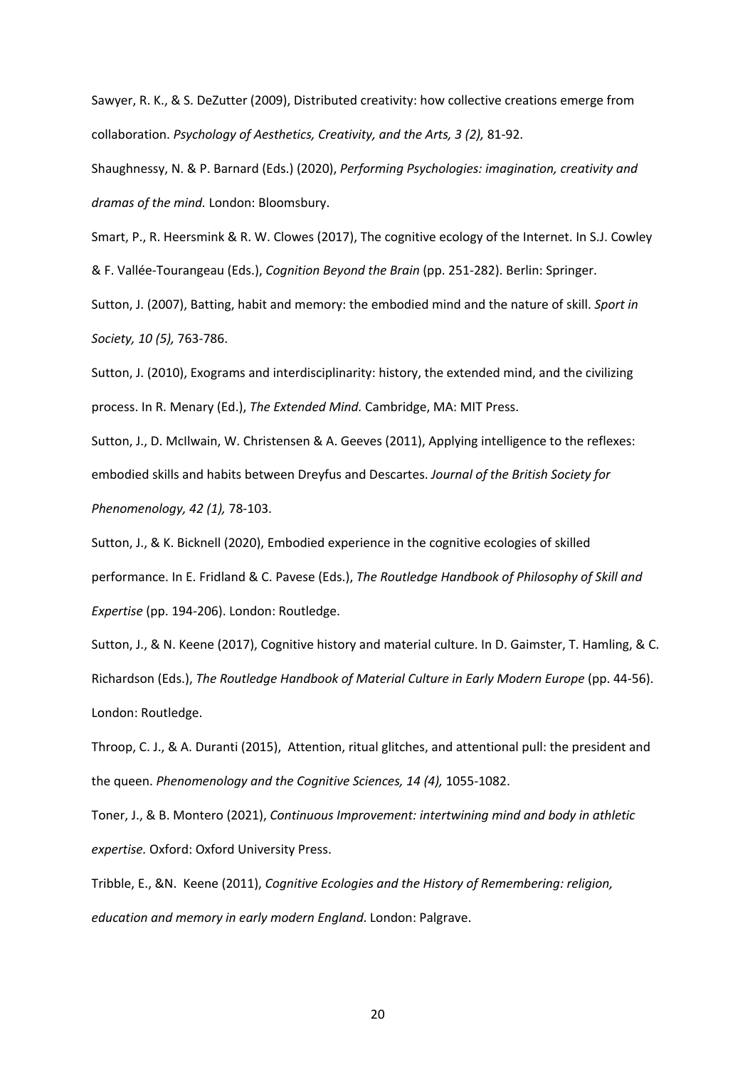Sawyer, R. K., & S. DeZutter (2009), Distributed creativity: how collective creations emerge from collaboration. *Psychology of Aesthetics, Creativity, and the Arts, 3 (2),* 81-92.

Shaughnessy, N. & P. Barnard (Eds.) (2020), *Performing Psychologies: imagination, creativity and dramas of the mind.* London: Bloomsbury.

Smart, P., R. Heersmink & R. W. Clowes (2017), The cognitive ecology of the Internet. In S.J. Cowley & F. Vallée-Tourangeau (Eds.), *Cognition Beyond the Brain* (pp. 251-282). Berlin: Springer.

Sutton, J. (2007), Batting, habit and memory: the embodied mind and the nature of skill. *Sport in Society, 10 (5),* 763-786.

Sutton, J. (2010), Exograms and interdisciplinarity: history, the extended mind, and the civilizing process. In R. Menary (Ed.), *The Extended Mind.* Cambridge, MA: MIT Press.

Sutton, J., D. McIlwain, W. Christensen & A. Geeves (2011), Applying intelligence to the reflexes: embodied skills and habits between Dreyfus and Descartes. *Journal of the British Society for Phenomenology, 42 (1),* 78-103.

Sutton, J., & K. Bicknell (2020), Embodied experience in the cognitive ecologies of skilled performance. In E. Fridland & C. Pavese (Eds.), *The Routledge Handbook of Philosophy of Skill and Expertise* (pp. 194-206). London: Routledge.

Sutton, J., & N. Keene (2017), Cognitive history and material culture. In D. Gaimster, T. Hamling, & C. Richardson (Eds.), *The Routledge Handbook of Material Culture in Early Modern Europe* (pp. 44-56). London: Routledge.

Throop, C. J., & A. Duranti (2015), Attention, ritual glitches, and attentional pull: the president and the queen. *Phenomenology and the Cognitive Sciences, 14 (4),* 1055-1082.

Toner, J., & B. Montero (2021), *Continuous Improvement: intertwining mind and body in athletic expertise.* Oxford: Oxford University Press.

Tribble, E., &N. Keene (2011), *Cognitive Ecologies and the History of Remembering: religion, education and memory in early modern England*. London: Palgrave.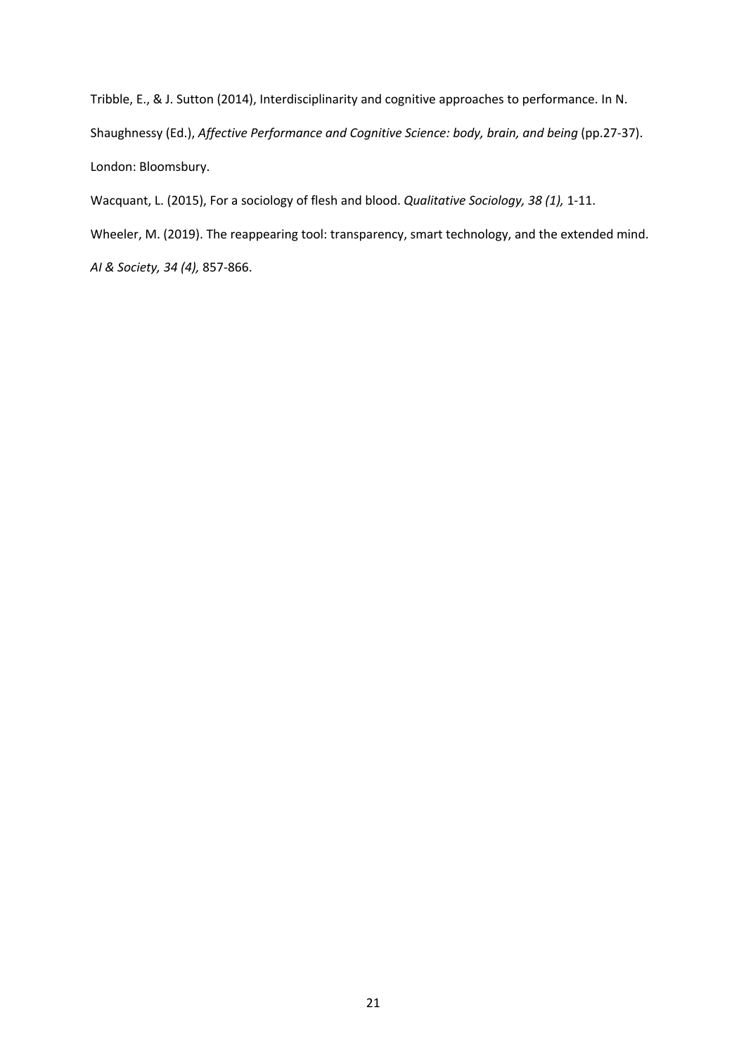Tribble, E., & J. Sutton (2014), Interdisciplinarity and cognitive approaches to performance. In N. Shaughnessy (Ed.), *Affective Performance and Cognitive Science: body, brain, and being* (pp.27-37). London: Bloomsbury.

Wacquant, L. (2015), For a sociology of flesh and blood. *Qualitative Sociology, 38 (1),* 1-11.

Wheeler, M. (2019). The reappearing tool: transparency, smart technology, and the extended mind. *AI & Society, 34 (4),* 857-866.